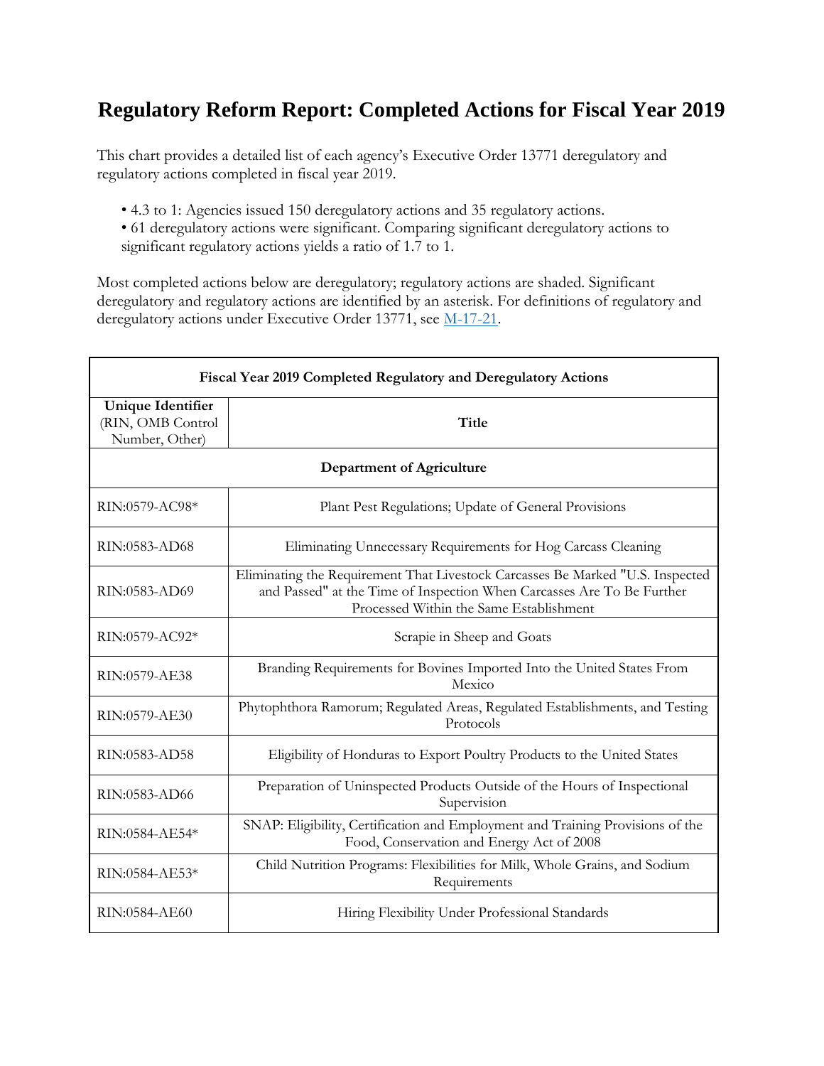# Regulatory Reform Report: Completed Actions for Fiscal Year 2019

This chart provides a detailed list of each agency's Executive Order 13771 deregulatory and regulatory actions completed in fiscal year 2019.

- 4.3 to 1: Agencies issued 150 deregulatory actions and 35 regulatory actions.
- 61 deregulatory actions were significant. Comparing significant deregulatory actions to significant regulatory actions yields a ratio of 1.7 to 1.

Most completed actions below are deregulatory; regulatory actions are shaded. Significant deregulatory and regulatory actions are identified by an asterisk. For definitions of regulatory and deregulatory actions under Executive Order 13771, see [M-17-21](M-17-21).

| Fiscal Year 2019 Completed Regulatory and Deregulatory Actions | |
|---|---|
| Unique Identifier (RIN, OMB Control Number, Other) | Title |
| **Department of Agriculture** | |
| RIN:0579-AC98* | Plant Pest Regulations; Update of General Provisions |
| RIN:0583-AD68 | Eliminating Unnecessary Requirements for Hog Carcass Cleaning |
| RIN:0583-AD69 | Eliminating the Requirement That Livestock Carcasses Be Marked "U.S. Inspected and Passed" at the Time of Inspection When Carcasses Are To Be Further Processed Within the Same Establishment |
| RIN:0579-AC92* | Scrapie in Sheep and Goats |
| RIN:0579-AE38 | Branding Requirements for Bovines Imported Into the United States From Mexico |
| RIN:0579-AE30 | Phytophthora Ramorum; Regulated Areas, Regulated Establishments, and Testing Protocols |
| RIN:0583-AD58 | Eligibility of Honduras to Export Poultry Products to the United States |
| RIN:0583-AD66 | Preparation of Uninspected Products Outside of the Hours of Inspectional Supervision |
| RIN:0584-AE54* | SNAP: Eligibility, Certification and Employment and Training Provisions of the Food, Conservation and Energy Act of 2008 |
| RIN:0584-AE53* | Child Nutrition Programs: Flexibilities for Milk, Whole Grains, and Sodium Requirements |
| RIN:0584-AE60 | Hiring Flexibility Under Professional Standards |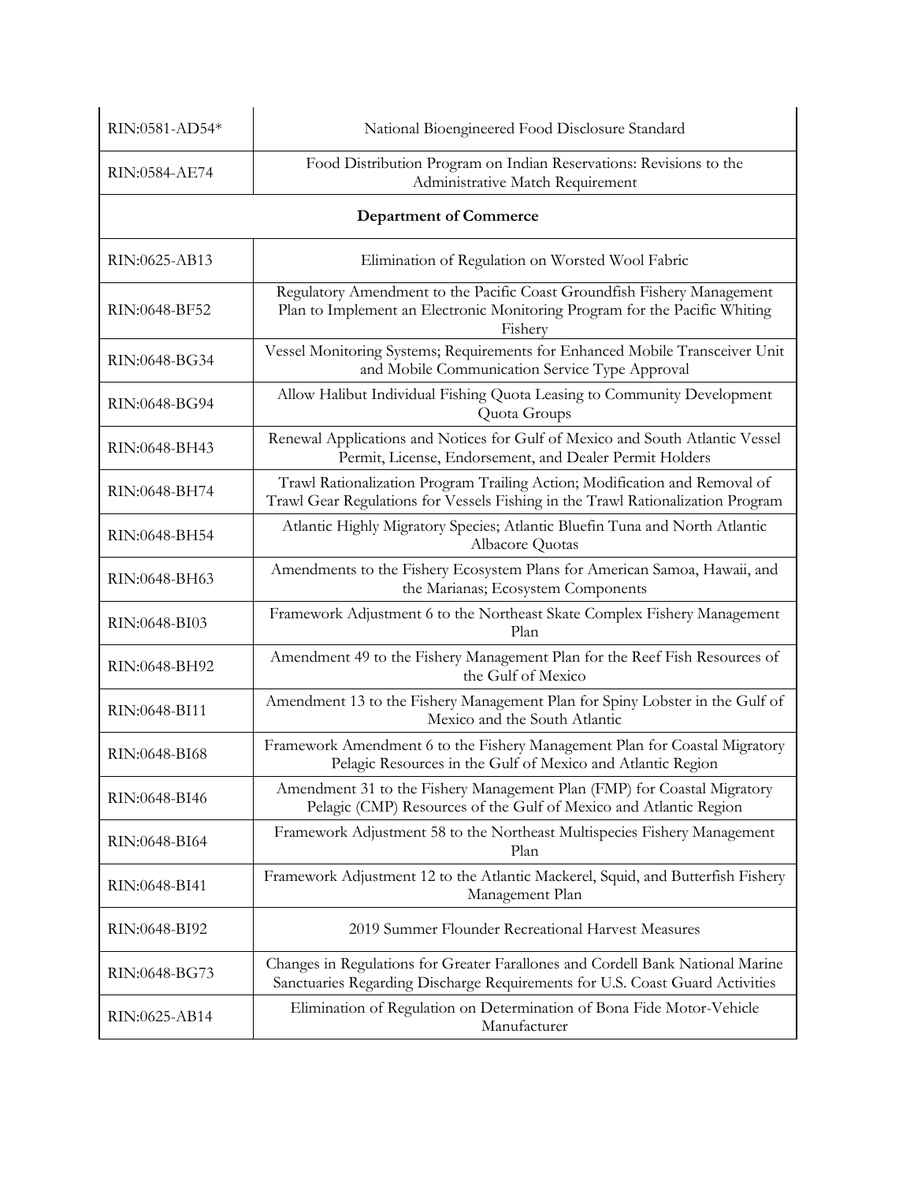| | |
|---|---|
| RIN:0581-AD54* | National Bioengineered Food Disclosure Standard |
| RIN:0584-AE74 | Food Distribution Program on Indian Reservations: Revisions to the Administrative Match Requirement |
| **Department of Commerce** | |
| RIN:0625-AB13 | Elimination of Regulation on Worsted Wool Fabric |
| RIN:0648-BF52 | Regulatory Amendment to the Pacific Coast Groundfish Fishery Management Plan to Implement an Electronic Monitoring Program for the Pacific Whiting Fishery |
| RIN:0648-BG34 | Vessel Monitoring Systems; Requirements for Enhanced Mobile Transceiver Unit and Mobile Communication Service Type Approval |
| RIN:0648-BG94 | Allow Halibut Individual Fishing Quota Leasing to Community Development Quota Groups |
| RIN:0648-BH43 | Renewal Applications and Notices for Gulf of Mexico and South Atlantic Vessel Permit, License, Endorsement, and Dealer Permit Holders |
| RIN:0648-BH74 | Trawl Rationalization Program Trailing Action; Modification and Removal of Trawl Gear Regulations for Vessels Fishing in the Trawl Rationalization Program |
| RIN:0648-BH54 | Atlantic Highly Migratory Species; Atlantic Bluefin Tuna and North Atlantic Albacore Quotas |
| RIN:0648-BH63 | Amendments to the Fishery Ecosystem Plans for American Samoa, Hawaii, and the Marianas; Ecosystem Components |
| RIN:0648-BI03 | Framework Adjustment 6 to the Northeast Skate Complex Fishery Management Plan |
| RIN:0648-BH92 | Amendment 49 to the Fishery Management Plan for the Reef Fish Resources of the Gulf of Mexico |
| RIN:0648-BI11 | Amendment 13 to the Fishery Management Plan for Spiny Lobster in the Gulf of Mexico and the South Atlantic |
| RIN:0648-BI68 | Framework Amendment 6 to the Fishery Management Plan for Coastal Migratory Pelagic Resources in the Gulf of Mexico and Atlantic Region |
| RIN:0648-BI46 | Amendment 31 to the Fishery Management Plan (FMP) for Coastal Migratory Pelagic (CMP) Resources of the Gulf of Mexico and Atlantic Region |
| RIN:0648-BI64 | Framework Adjustment 58 to the Northeast Multispecies Fishery Management Plan |
| RIN:0648-BI41 | Framework Adjustment 12 to the Atlantic Mackerel, Squid, and Butterfish Fishery Management Plan |
| RIN:0648-BI92 | 2019 Summer Flounder Recreational Harvest Measures |
| RIN:0648-BG73 | Changes in Regulations for Greater Farallones and Cordell Bank National Marine Sanctuaries Regarding Discharge Requirements for U.S. Coast Guard Activities |
| RIN:0625-AB14 | Elimination of Regulation on Determination of Bona Fide Motor-Vehicle Manufacturer |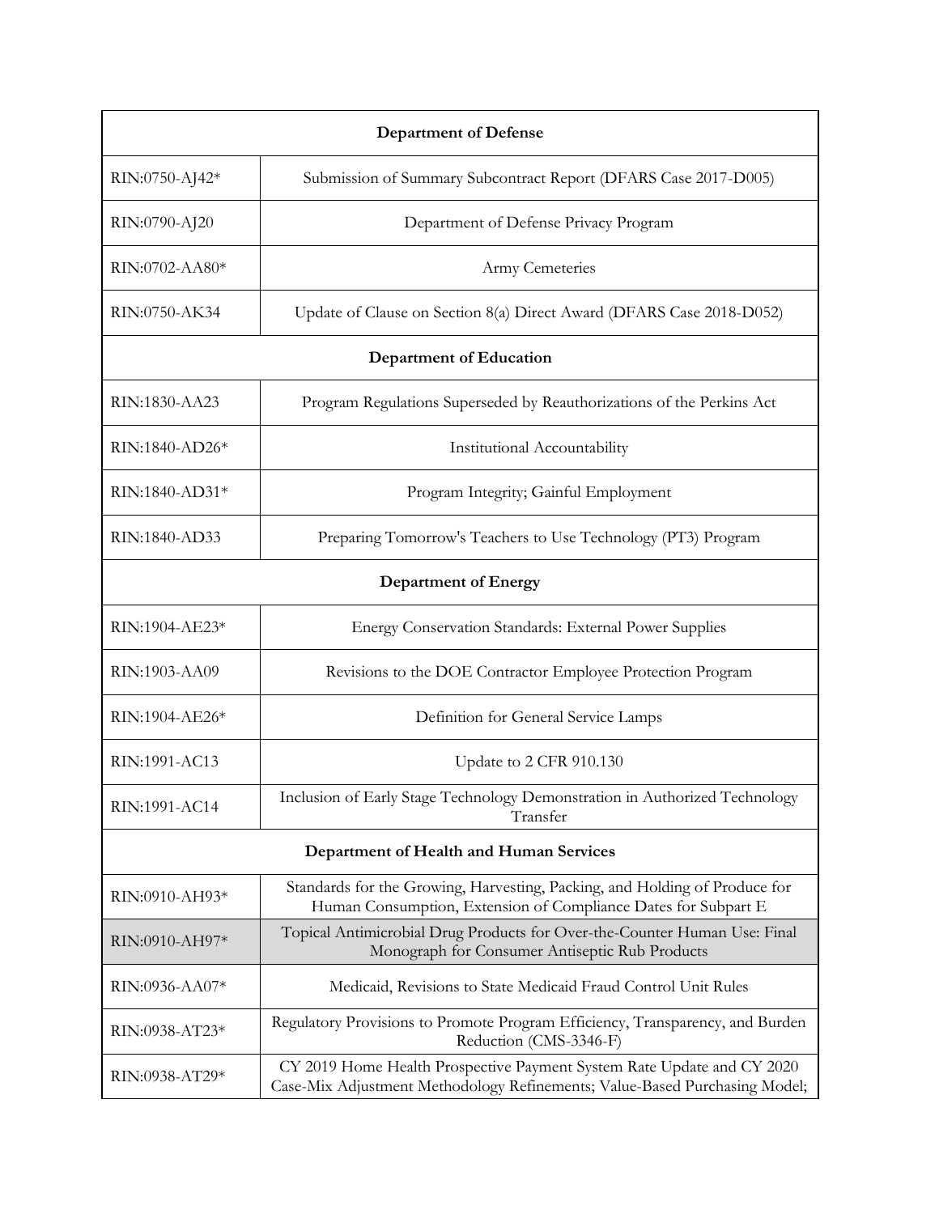| Department of Defense | |
|---|---|
| RIN:0750-AJ42* | Submission of Summary Subcontract Report (DFARS Case 2017-D005) |
| RIN:0790-AJ20 | Department of Defense Privacy Program |
| RIN:0702-AA80* | Army Cemeteries |
| RIN:0750-AK34 | Update of Clause on Section 8(a) Direct Award (DFARS Case 2018-D052) |
| **Department of Education** | |
| RIN:1830-AA23 | Program Regulations Superseded by Reauthorizations of the Perkins Act |
| RIN:1840-AD26* | Institutional Accountability |
| RIN:1840-AD31* | Program Integrity; Gainful Employment |
| RIN:1840-AD33 | Preparing Tomorrow's Teachers to Use Technology (PT3) Program |
| **Department of Energy** | |
| RIN:1904-AE23* | Energy Conservation Standards: External Power Supplies |
| RIN:1903-AA09 | Revisions to the DOE Contractor Employee Protection Program |
| RIN:1904-AE26* | Definition for General Service Lamps |
| RIN:1991-AC13 | Update to 2 CFR 910.130 |
| RIN:1991-AC14 | Inclusion of Early Stage Technology Demonstration in Authorized Technology Transfer |
| **Department of Health and Human Services** | |
| RIN:0910-AH93* | Standards for the Growing, Harvesting, Packing, and Holding of Produce for Human Consumption, Extension of Compliance Dates for Subpart E |
| RIN:0910-AH97* | Topical Antimicrobial Drug Products for Over-the-Counter Human Use: Final Monograph for Consumer Antiseptic Rub Products |
| RIN:0936-AA07* | Medicaid, Revisions to State Medicaid Fraud Control Unit Rules |
| RIN:0938-AT23* | Regulatory Provisions to Promote Program Efficiency, Transparency, and Burden Reduction (CMS-3346-F) |
| RIN:0938-AT29* | CY 2019 Home Health Prospective Payment System Rate Update and CY 2020 Case-Mix Adjustment Methodology Refinements; Value-Based Purchasing Model; |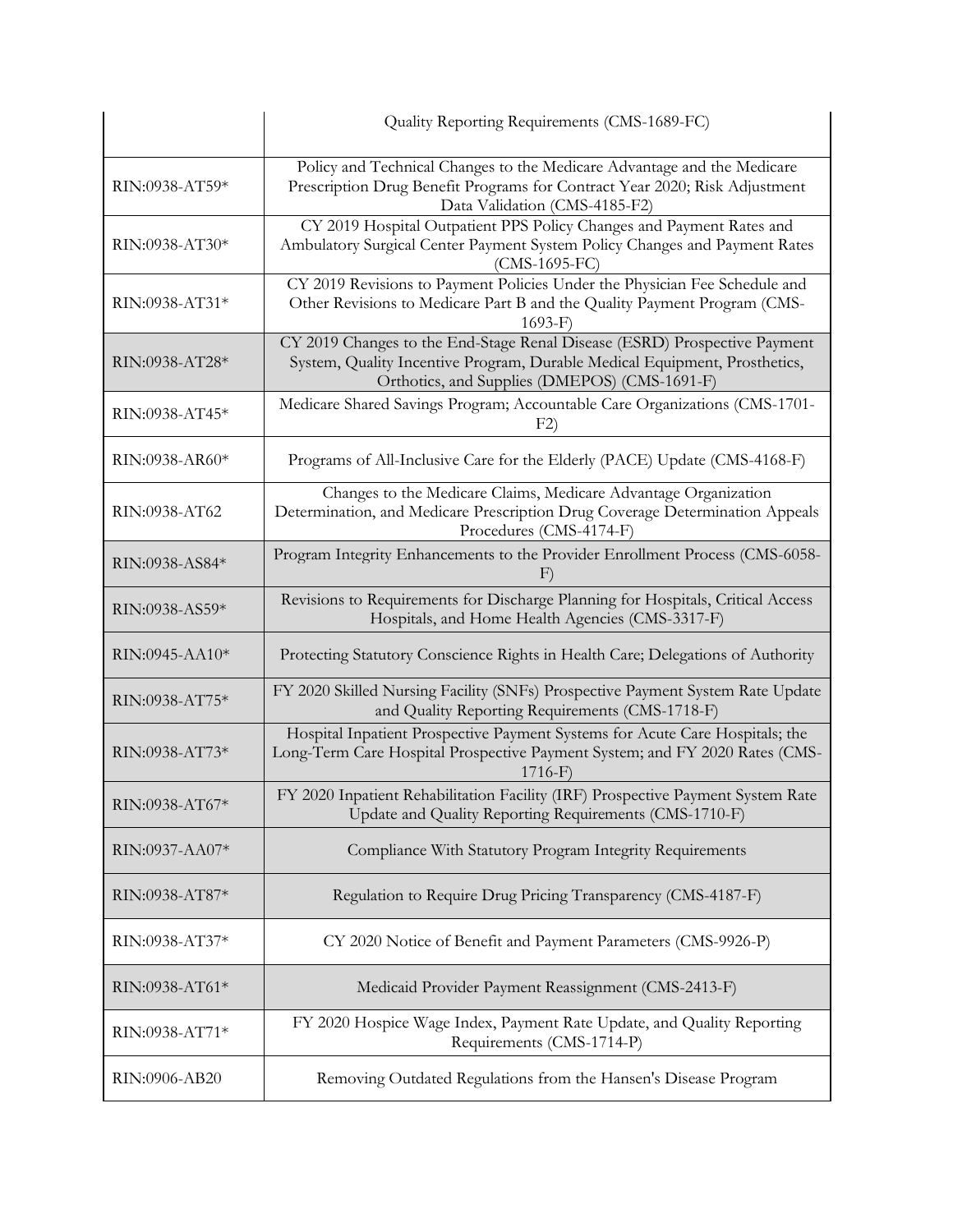| | |
|---|---|
| | Quality Reporting Requirements (CMS-1689-FC) |
| RIN:0938-AT59* | Policy and Technical Changes to the Medicare Advantage and the Medicare Prescription Drug Benefit Programs for Contract Year 2020; Risk Adjustment Data Validation (CMS-4185-F2) |
| RIN:0938-AT30* | CY 2019 Hospital Outpatient PPS Policy Changes and Payment Rates and Ambulatory Surgical Center Payment System Policy Changes and Payment Rates (CMS-1695-FC) |
| RIN:0938-AT31* | CY 2019 Revisions to Payment Policies Under the Physician Fee Schedule and Other Revisions to Medicare Part B and the Quality Payment Program (CMS-1693-F) |
| RIN:0938-AT28* | CY 2019 Changes to the End-Stage Renal Disease (ESRD) Prospective Payment System, Quality Incentive Program, Durable Medical Equipment, Prosthetics, Orthotics, and Supplies (DMEPOS) (CMS-1691-F) |
| RIN:0938-AT45* | Medicare Shared Savings Program; Accountable Care Organizations (CMS-1701-F2) |
| RIN:0938-AR60* | Programs of All-Inclusive Care for the Elderly (PACE) Update (CMS-4168-F) |
| RIN:0938-AT62 | Changes to the Medicare Claims, Medicare Advantage Organization Determination, and Medicare Prescription Drug Coverage Determination Appeals Procedures (CMS-4174-F) |
| RIN:0938-AS84* | Program Integrity Enhancements to the Provider Enrollment Process (CMS-6058-F) |
| RIN:0938-AS59* | Revisions to Requirements for Discharge Planning for Hospitals, Critical Access Hospitals, and Home Health Agencies (CMS-3317-F) |
| RIN:0945-AA10* | Protecting Statutory Conscience Rights in Health Care; Delegations of Authority |
| RIN:0938-AT75* | FY 2020 Skilled Nursing Facility (SNFs) Prospective Payment System Rate Update and Quality Reporting Requirements (CMS-1718-F) |
| RIN:0938-AT73* | Hospital Inpatient Prospective Payment Systems for Acute Care Hospitals; the Long-Term Care Hospital Prospective Payment System; and FY 2020 Rates (CMS-1716-F) |
| RIN:0938-AT67* | FY 2020 Inpatient Rehabilitation Facility (IRF) Prospective Payment System Rate Update and Quality Reporting Requirements (CMS-1710-F) |
| RIN:0937-AA07* | Compliance With Statutory Program Integrity Requirements |
| RIN:0938-AT87* | Regulation to Require Drug Pricing Transparency (CMS-4187-F) |
| RIN:0938-AT37* | CY 2020 Notice of Benefit and Payment Parameters (CMS-9926-P) |
| RIN:0938-AT61* | Medicaid Provider Payment Reassignment (CMS-2413-F) |
| RIN:0938-AT71* | FY 2020 Hospice Wage Index, Payment Rate Update, and Quality Reporting Requirements (CMS-1714-P) |
| RIN:0906-AB20 | Removing Outdated Regulations from the Hansen's Disease Program |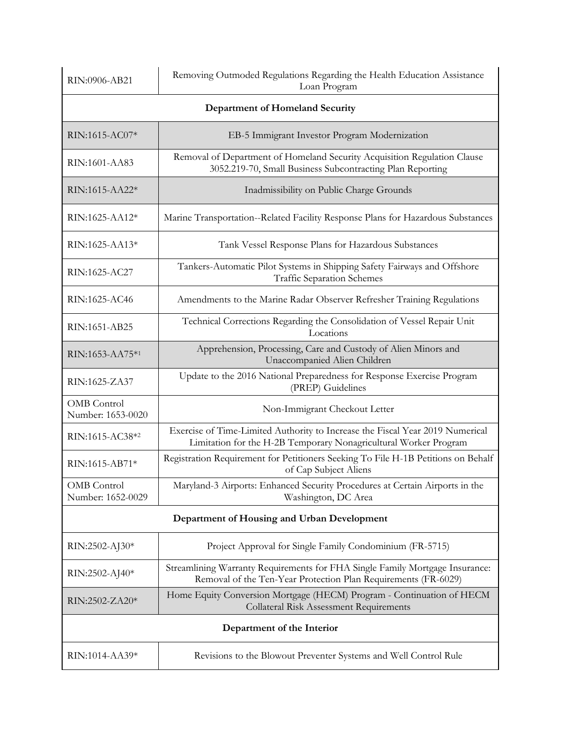| RIN:0906-AB21 | Removing Outmoded Regulations Regarding the Health Education Assistance Loan Program |
|---|---|
| **Department of Homeland Security** | |
| RIN:1615-AC07* | EB-5 Immigrant Investor Program Modernization |
| RIN:1601-AA83 | Removal of Department of Homeland Security Acquisition Regulation Clause 3052.219-70, Small Business Subcontracting Plan Reporting |
| RIN:1615-AA22* | Inadmissibility on Public Charge Grounds |
| RIN:1625-AA12* | Marine Transportation--Related Facility Response Plans for Hazardous Substances |
| RIN:1625-AA13* | Tank Vessel Response Plans for Hazardous Substances |
| RIN:1625-AC27 | Tankers-Automatic Pilot Systems in Shipping Safety Fairways and Offshore Traffic Separation Schemes |
| RIN:1625-AC46 | Amendments to the Marine Radar Observer Refresher Training Regulations |
| RIN:1651-AB25 | Technical Corrections Regarding the Consolidation of Vessel Repair Unit Locations |
| RIN:1653-AA75*[1] | Apprehension, Processing, Care and Custody of Alien Minors and Unaccompanied Alien Children |
| RIN:1625-ZA37 | Update to the 2016 National Preparedness for Response Exercise Program (PREP) Guidelines |
| OMB Control Number: 1653-0020 | Non-Immigrant Checkout Letter |
| RIN:1615-AC38*[2] | Exercise of Time-Limited Authority to Increase the Fiscal Year 2019 Numerical Limitation for the H-2B Temporary Nonagricultural Worker Program |
| RIN:1615-AB71* | Registration Requirement for Petitioners Seeking To File H-1B Petitions on Behalf of Cap Subject Aliens |
| OMB Control Number: 1652-0029 | Maryland-3 Airports: Enhanced Security Procedures at Certain Airports in the Washington, DC Area |
| **Department of Housing and Urban Development** | |
| RIN:2502-AJ30* | Project Approval for Single Family Condominium (FR-5715) |
| RIN:2502-AJ40* | Streamlining Warranty Requirements for FHA Single Family Mortgage Insurance: Removal of the Ten-Year Protection Plan Requirements (FR-6029) |
| RIN:2502-ZA20* | Home Equity Conversion Mortgage (HECM) Program - Continuation of HECM Collateral Risk Assessment Requirements |
| **Department of the Interior** | |
| RIN:1014-AA39* | Revisions to the Blowout Preventer Systems and Well Control Rule |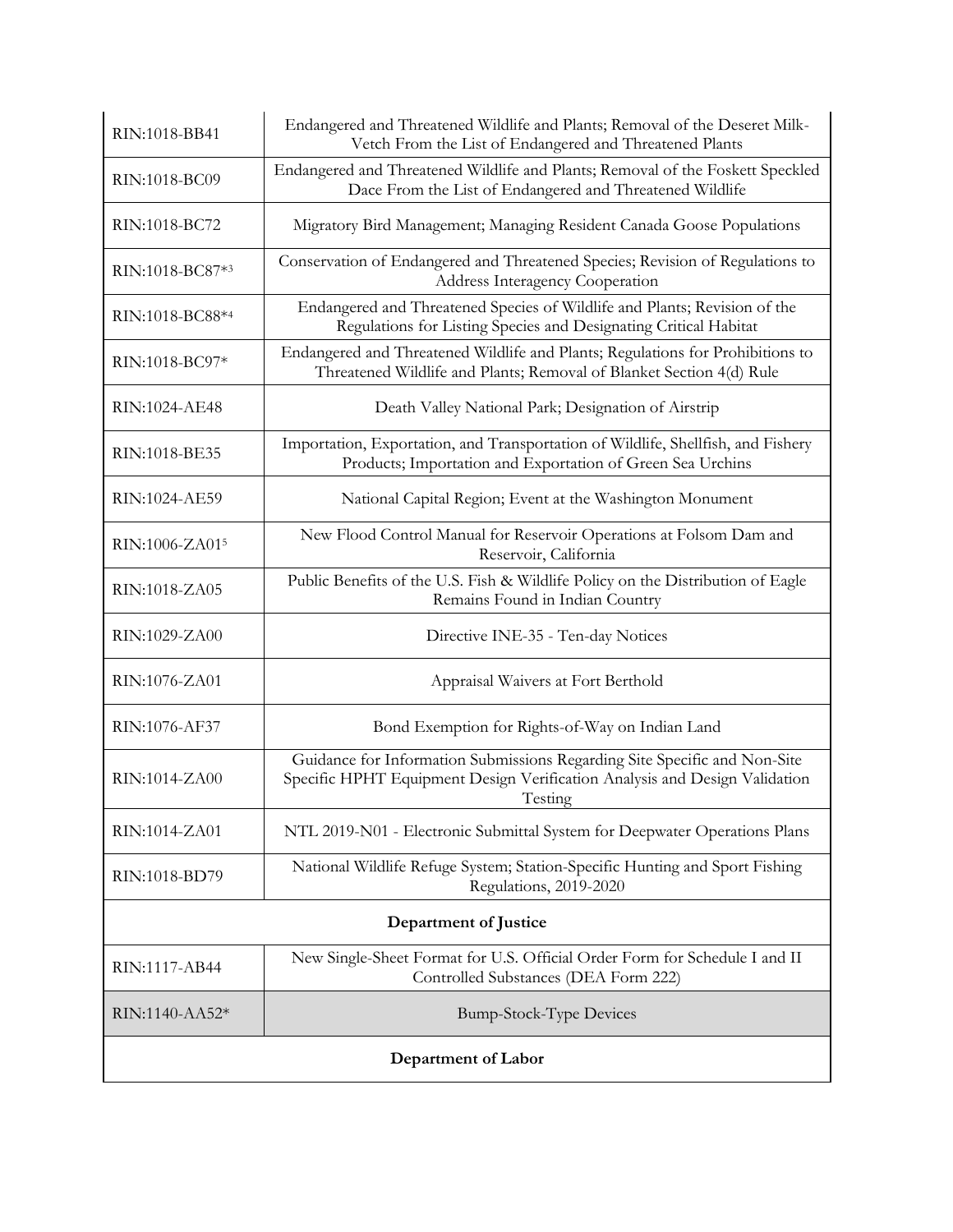| | |
|---|---|
| RIN:1018-BB41 | Endangered and Threatened Wildlife and Plants; Removal of the Deseret Milk-Vetch From the List of Endangered and Threatened Plants |
| RIN:1018-BC09 | Endangered and Threatened Wildlife and Plants; Removal of the Foskett Speckled Dace From the List of Endangered and Threatened Wildlife |
| RIN:1018-BC72 | Migratory Bird Management; Managing Resident Canada Goose Populations |
| RIN:1018-BC87*[3] | Conservation of Endangered and Threatened Species; Revision of Regulations to Address Interagency Cooperation |
| RIN:1018-BC88*[4] | Endangered and Threatened Species of Wildlife and Plants; Revision of the Regulations for Listing Species and Designating Critical Habitat |
| RIN:1018-BC97* | Endangered and Threatened Wildlife and Plants; Regulations for Prohibitions to Threatened Wildlife and Plants; Removal of Blanket Section 4(d) Rule |
| RIN:1024-AE48 | Death Valley National Park; Designation of Airstrip |
| RIN:1018-BE35 | Importation, Exportation, and Transportation of Wildlife, Shellfish, and Fishery Products; Importation and Exportation of Green Sea Urchins |
| RIN:1024-AE59 | National Capital Region; Event at the Washington Monument |
| RIN:1006-ZA01[5] | New Flood Control Manual for Reservoir Operations at Folsom Dam and Reservoir, California |
| RIN:1018-ZA05 | Public Benefits of the U.S. Fish & Wildlife Policy on the Distribution of Eagle Remains Found in Indian Country |
| RIN:1029-ZA00 | Directive INE-35 - Ten-day Notices |
| RIN:1076-ZA01 | Appraisal Waivers at Fort Berthold |
| RIN:1076-AF37 | Bond Exemption for Rights-of-Way on Indian Land |
| RIN:1014-ZA00 | Guidance for Information Submissions Regarding Site Specific and Non-Site Specific HPHT Equipment Design Verification Analysis and Design Validation Testing |
| RIN:1014-ZA01 | NTL 2019-N01 - Electronic Submittal System for Deepwater Operations Plans |
| RIN:1018-BD79 | National Wildlife Refuge System; Station-Specific Hunting and Sport Fishing Regulations, 2019-2020 |
| **Department of Justice** | |
| RIN:1117-AB44 | New Single-Sheet Format for U.S. Official Order Form for Schedule I and II Controlled Substances (DEA Form 222) |
| RIN:1140-AA52* | Bump-Stock-Type Devices |
| **Department of Labor** | |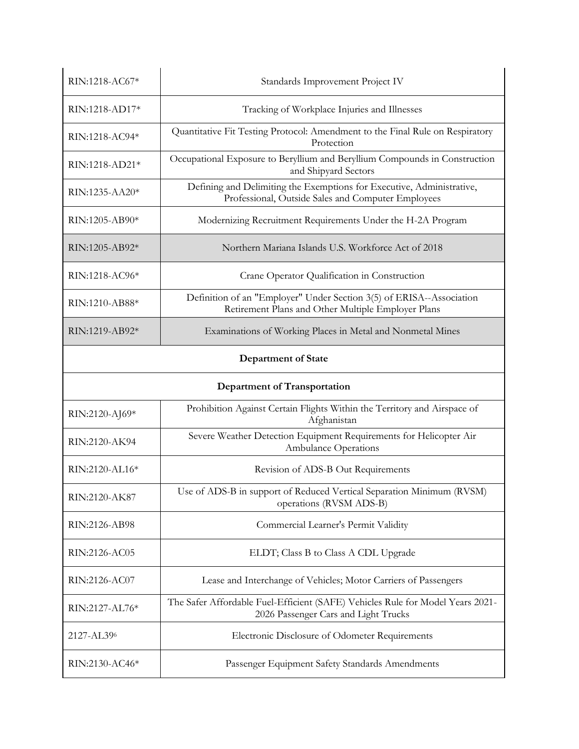| | |
|---|---|
| RIN:1218-AC67* | Standards Improvement Project IV |
| RIN:1218-AD17* | Tracking of Workplace Injuries and Illnesses |
| RIN:1218-AC94* | Quantitative Fit Testing Protocol: Amendment to the Final Rule on Respiratory Protection |
| RIN:1218-AD21* | Occupational Exposure to Beryllium and Beryllium Compounds in Construction and Shipyard Sectors |
| RIN:1235-AA20* | Defining and Delimiting the Exemptions for Executive, Administrative, Professional, Outside Sales and Computer Employees |
| RIN:1205-AB90* | Modernizing Recruitment Requirements Under the H-2A Program |
| RIN:1205-AB92* | Northern Mariana Islands U.S. Workforce Act of 2018 |
| RIN:1218-AC96* | Crane Operator Qualification in Construction |
| RIN:1210-AB88* | Definition of an "Employer" Under Section 3(5) of ERISA--Association Retirement Plans and Other Multiple Employer Plans |
| RIN:1219-AB92* | Examinations of Working Places in Metal and Nonmetal Mines |
| **Department of State** | |
| **Department of Transportation** | |
| RIN:2120-AJ69* | Prohibition Against Certain Flights Within the Territory and Airspace of Afghanistan |
| RIN:2120-AK94 | Severe Weather Detection Equipment Requirements for Helicopter Air Ambulance Operations |
| RIN:2120-AL16* | Revision of ADS-B Out Requirements |
| RIN:2120-AK87 | Use of ADS-B in support of Reduced Vertical Separation Minimum (RVSM) operations (RVSM ADS-B) |
| RIN:2126-AB98 | Commercial Learner's Permit Validity |
| RIN:2126-AC05 | ELDT; Class B to Class A CDL Upgrade |
| RIN:2126-AC07 | Lease and Interchange of Vehicles; Motor Carriers of Passengers |
| RIN:2127-AL76* | The Safer Affordable Fuel-Efficient (SAFE) Vehicles Rule for Model Years 2021-2026 Passenger Cars and Light Trucks |
| 2127-AL39[6] | Electronic Disclosure of Odometer Requirements |
| RIN:2130-AC46* | Passenger Equipment Safety Standards Amendments |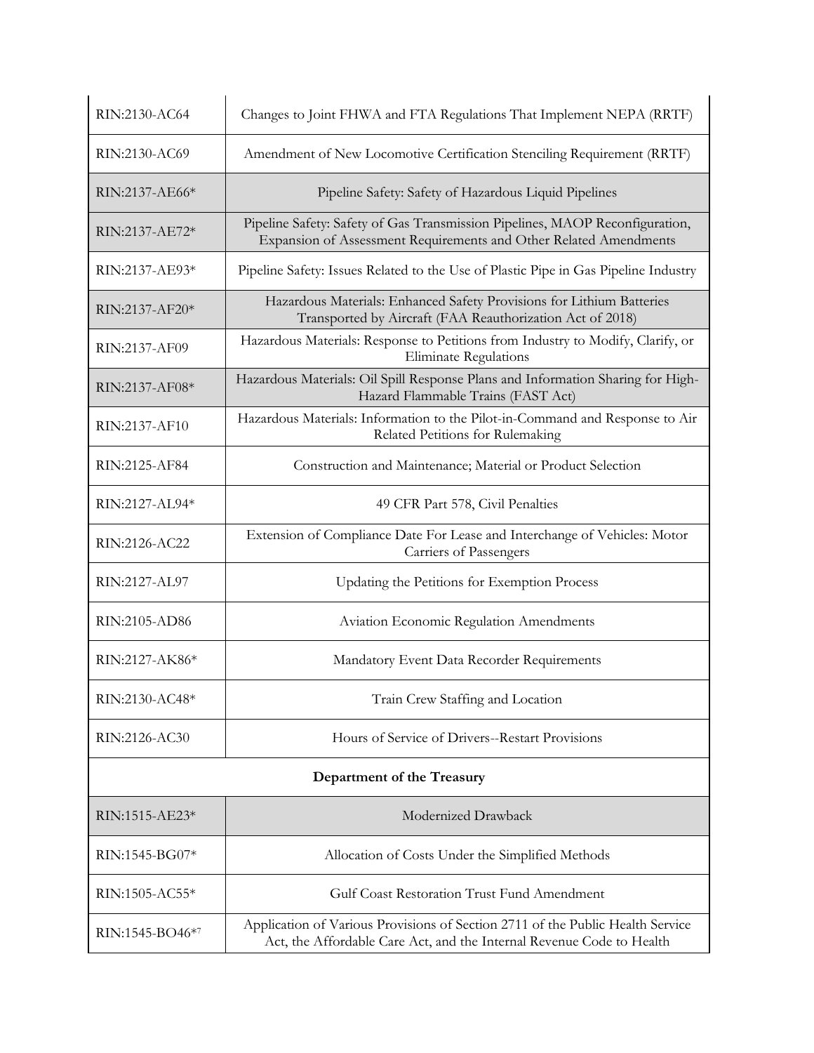| | |
|---|---|
| RIN:2130-AC64 | Changes to Joint FHWA and FTA Regulations That Implement NEPA (RRTF) |
| RIN:2130-AC69 | Amendment of New Locomotive Certification Stenciling Requirement (RRTF) |
| RIN:2137-AE66* | Pipeline Safety: Safety of Hazardous Liquid Pipelines |
| RIN:2137-AE72* | Pipeline Safety: Safety of Gas Transmission Pipelines, MAOP Reconfiguration, Expansion of Assessment Requirements and Other Related Amendments |
| RIN:2137-AE93* | Pipeline Safety: Issues Related to the Use of Plastic Pipe in Gas Pipeline Industry |
| RIN:2137-AF20* | Hazardous Materials: Enhanced Safety Provisions for Lithium Batteries Transported by Aircraft (FAA Reauthorization Act of 2018) |
| RIN:2137-AF09 | Hazardous Materials: Response to Petitions from Industry to Modify, Clarify, or Eliminate Regulations |
| RIN:2137-AF08* | Hazardous Materials: Oil Spill Response Plans and Information Sharing for High-Hazard Flammable Trains (FAST Act) |
| RIN:2137-AF10 | Hazardous Materials: Information to the Pilot-in-Command and Response to Air Related Petitions for Rulemaking |
| RIN:2125-AF84 | Construction and Maintenance; Material or Product Selection |
| RIN:2127-AL94* | 49 CFR Part 578, Civil Penalties |
| RIN:2126-AC22 | Extension of Compliance Date For Lease and Interchange of Vehicles: Motor Carriers of Passengers |
| RIN:2127-AL97 | Updating the Petitions for Exemption Process |
| RIN:2105-AD86 | Aviation Economic Regulation Amendments |
| RIN:2127-AK86* | Mandatory Event Data Recorder Requirements |
| RIN:2130-AC48* | Train Crew Staffing and Location |
| RIN:2126-AC30 | Hours of Service of Drivers--Restart Provisions |
| **Department of the Treasury** | |
| RIN:1515-AE23* | Modernized Drawback |
| RIN:1545-BG07* | Allocation of Costs Under the Simplified Methods |
| RIN:1505-AC55* | Gulf Coast Restoration Trust Fund Amendment |
| RIN:1545-BO46*[7] | Application of Various Provisions of Section 2711 of the Public Health Service Act, the Affordable Care Act, and the Internal Revenue Code to Health |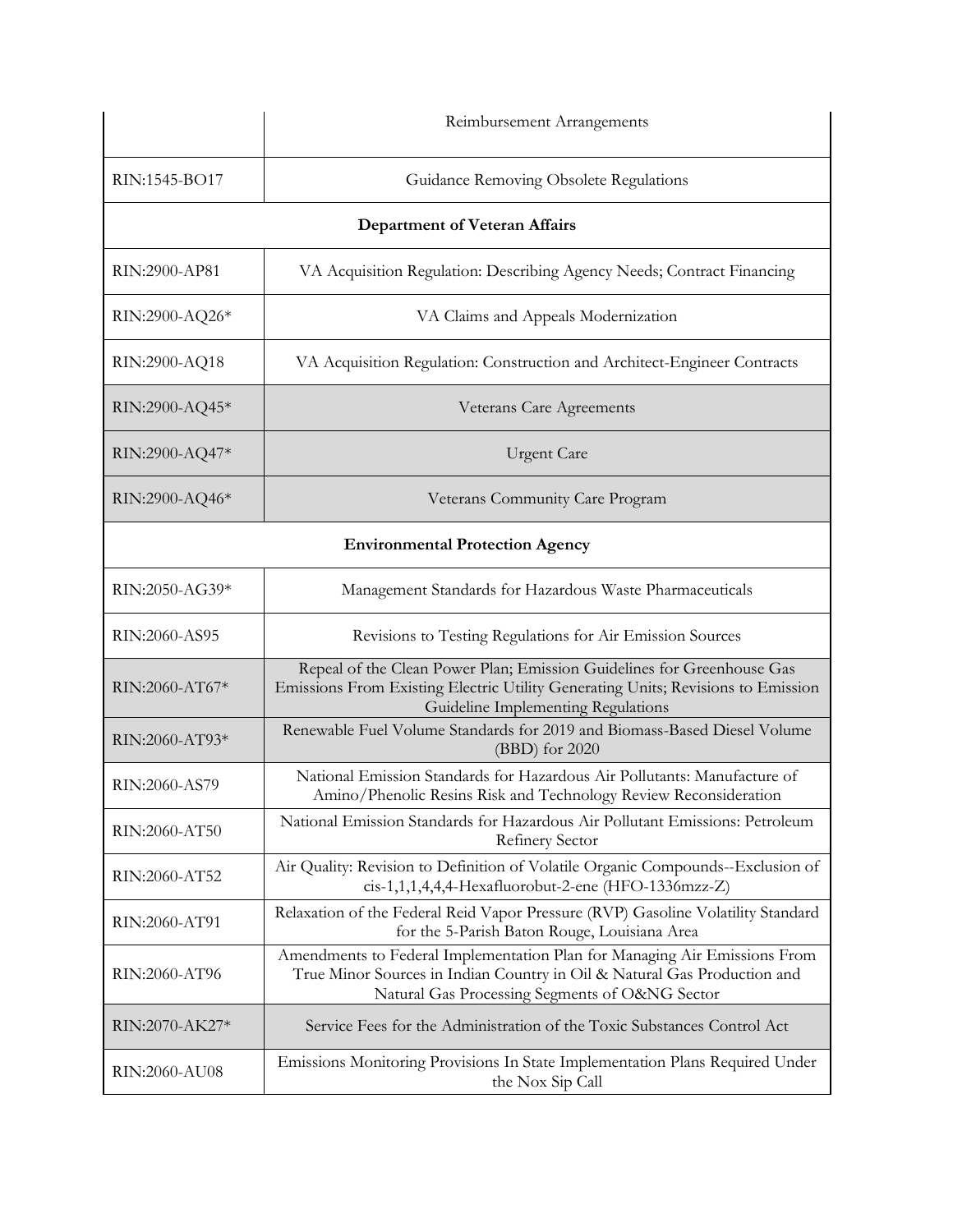| | |
|---|---|
| | Reimbursement Arrangements |
| RIN:1545-BO17 | Guidance Removing Obsolete Regulations |
| **Department of Veteran Affairs** | |
| RIN:2900-AP81 | VA Acquisition Regulation: Describing Agency Needs; Contract Financing |
| RIN:2900-AQ26* | VA Claims and Appeals Modernization |
| RIN:2900-AQ18 | VA Acquisition Regulation: Construction and Architect-Engineer Contracts |
| RIN:2900-AQ45* | Veterans Care Agreements |
| RIN:2900-AQ47* | Urgent Care |
| RIN:2900-AQ46* | Veterans Community Care Program |
| **Environmental Protection Agency** | |
| RIN:2050-AG39* | Management Standards for Hazardous Waste Pharmaceuticals |
| RIN:2060-AS95 | Revisions to Testing Regulations for Air Emission Sources |
| RIN:2060-AT67* | Repeal of the Clean Power Plan; Emission Guidelines for Greenhouse Gas Emissions From Existing Electric Utility Generating Units; Revisions to Emission Guideline Implementing Regulations |
| RIN:2060-AT93* | Renewable Fuel Volume Standards for 2019 and Biomass-Based Diesel Volume (BBD) for 2020 |
| RIN:2060-AS79 | National Emission Standards for Hazardous Air Pollutants: Manufacture of Amino/Phenolic Resins Risk and Technology Review Reconsideration |
| RIN:2060-AT50 | National Emission Standards for Hazardous Air Pollutant Emissions: Petroleum Refinery Sector |
| RIN:2060-AT52 | Air Quality: Revision to Definition of Volatile Organic Compounds--Exclusion of cis-1,1,1,4,4,4-Hexafluorobut-2-ene (HFO-1336mzz-Z) |
| RIN:2060-AT91 | Relaxation of the Federal Reid Vapor Pressure (RVP) Gasoline Volatility Standard for the 5-Parish Baton Rouge, Louisiana Area |
| RIN:2060-AT96 | Amendments to Federal Implementation Plan for Managing Air Emissions From True Minor Sources in Indian Country in Oil & Natural Gas Production and Natural Gas Processing Segments of O&NG Sector |
| RIN:2070-AK27* | Service Fees for the Administration of the Toxic Substances Control Act |
| RIN:2060-AU08 | Emissions Monitoring Provisions In State Implementation Plans Required Under the Nox Sip Call |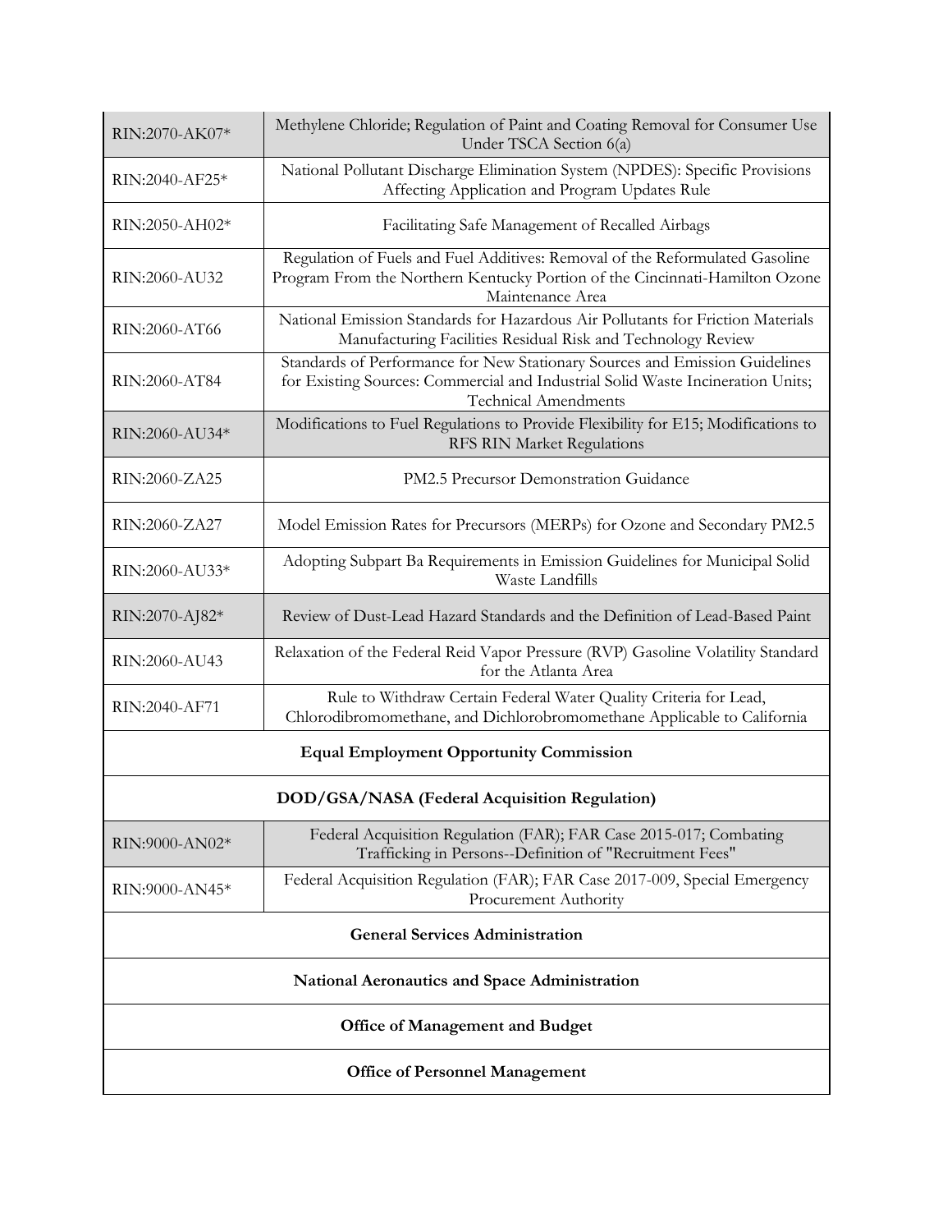| | |
|---|---|
| RIN:2070-AK07* | Methylene Chloride; Regulation of Paint and Coating Removal for Consumer Use Under TSCA Section 6(a) |
| RIN:2040-AF25* | National Pollutant Discharge Elimination System (NPDES): Specific Provisions Affecting Application and Program Updates Rule |
| RIN:2050-AH02* | Facilitating Safe Management of Recalled Airbags |
| RIN:2060-AU32 | Regulation of Fuels and Fuel Additives: Removal of the Reformulated Gasoline Program From the Northern Kentucky Portion of the Cincinnati-Hamilton Ozone Maintenance Area |
| RIN:2060-AT66 | National Emission Standards for Hazardous Air Pollutants for Friction Materials Manufacturing Facilities Residual Risk and Technology Review |
| RIN:2060-AT84 | Standards of Performance for New Stationary Sources and Emission Guidelines for Existing Sources: Commercial and Industrial Solid Waste Incineration Units; Technical Amendments |
| RIN:2060-AU34* | Modifications to Fuel Regulations to Provide Flexibility for E15; Modifications to RFS RIN Market Regulations |
| RIN:2060-ZA25 | PM2.5 Precursor Demonstration Guidance |
| RIN:2060-ZA27 | Model Emission Rates for Precursors (MERPs) for Ozone and Secondary PM2.5 |
| RIN:2060-AU33* | Adopting Subpart Ba Requirements in Emission Guidelines for Municipal Solid Waste Landfills |
| RIN:2070-AJ82* | Review of Dust-Lead Hazard Standards and the Definition of Lead-Based Paint |
| RIN:2060-AU43 | Relaxation of the Federal Reid Vapor Pressure (RVP) Gasoline Volatility Standard for the Atlanta Area |
| RIN:2040-AF71 | Rule to Withdraw Certain Federal Water Quality Criteria for Lead, Chlorodibromomethane, and Dichlorobromomethane Applicable to California |
| **Equal Employment Opportunity Commission** | |
| **DOD/GSA/NASA (Federal Acquisition Regulation)** | |
| RIN:9000-AN02* | Federal Acquisition Regulation (FAR); FAR Case 2015-017; Combating Trafficking in Persons--Definition of "Recruitment Fees" |
| RIN:9000-AN45* | Federal Acquisition Regulation (FAR); FAR Case 2017-009, Special Emergency Procurement Authority |
| **General Services Administration** | |
| **National Aeronautics and Space Administration** | |
| **Office of Management and Budget** | |
| **Office of Personnel Management** | |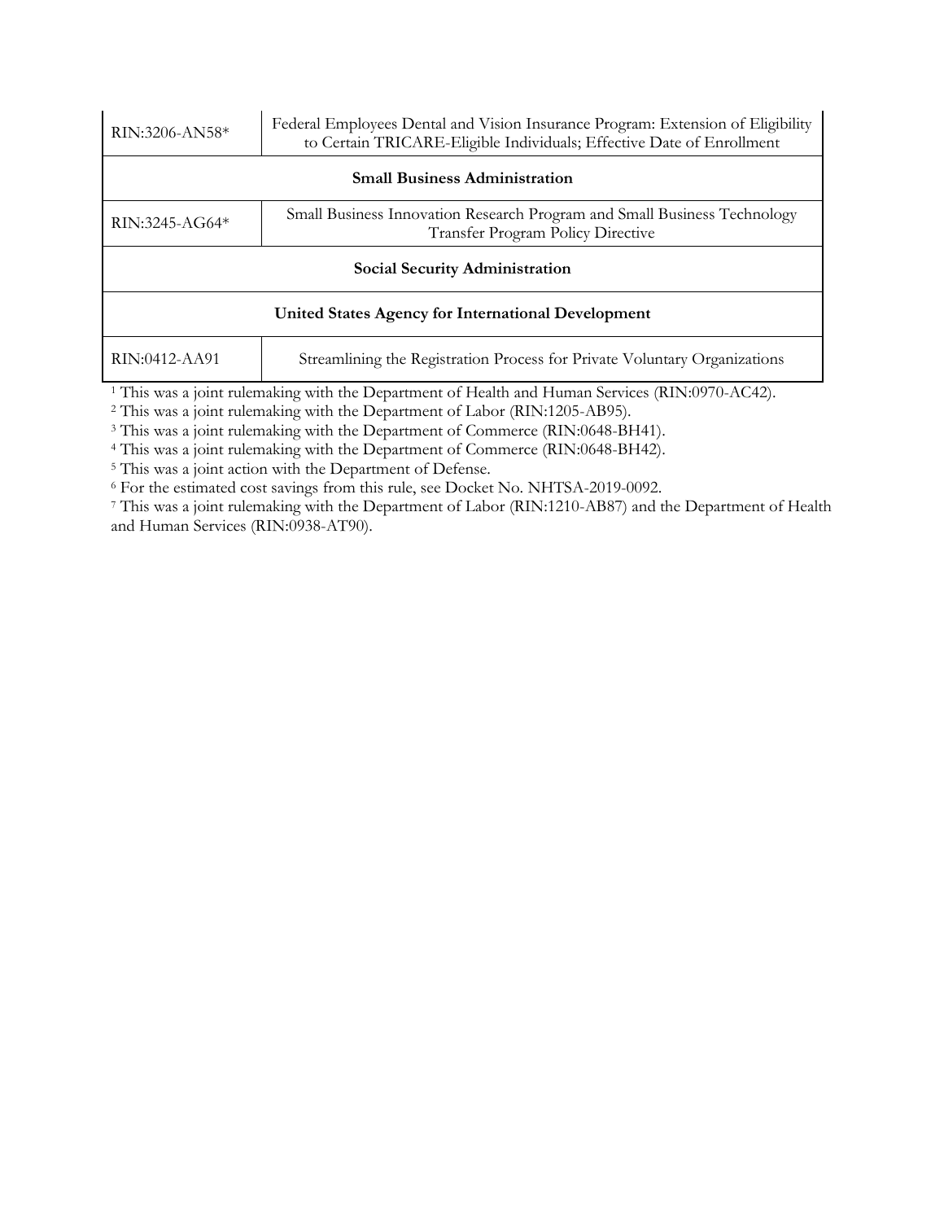| | |
|---|---|
| RIN:3206-AN58* | Federal Employees Dental and Vision Insurance Program: Extension of Eligibility to Certain TRICARE-Eligible Individuals; Effective Date of Enrollment |
| **Small Business Administration** | |
| RIN:3245-AG64* | Small Business Innovation Research Program and Small Business Technology Transfer Program Policy Directive |
| **Social Security Administration** | |
| **United States Agency for International Development** | |
| RIN:0412-AA91 | Streamlining the Registration Process for Private Voluntary Organizations |

[1] This was a joint rulemaking with the Department of Health and Human Services (RIN:0970-AC42).
[2] This was a joint rulemaking with the Department of Labor (RIN:1205-AB95).
[3] This was a joint rulemaking with the Department of Commerce (RIN:0648-BH41).
[4] This was a joint rulemaking with the Department of Commerce (RIN:0648-BH42).
[5] This was a joint action with the Department of Defense.
[6] For the estimated cost savings from this rule, see Docket No. NHTSA-2019-0092.
[7] This was a joint rulemaking with the Department of Labor (RIN:1210-AB87) and the Department of Health and Human Services (RIN:0938-AT90).